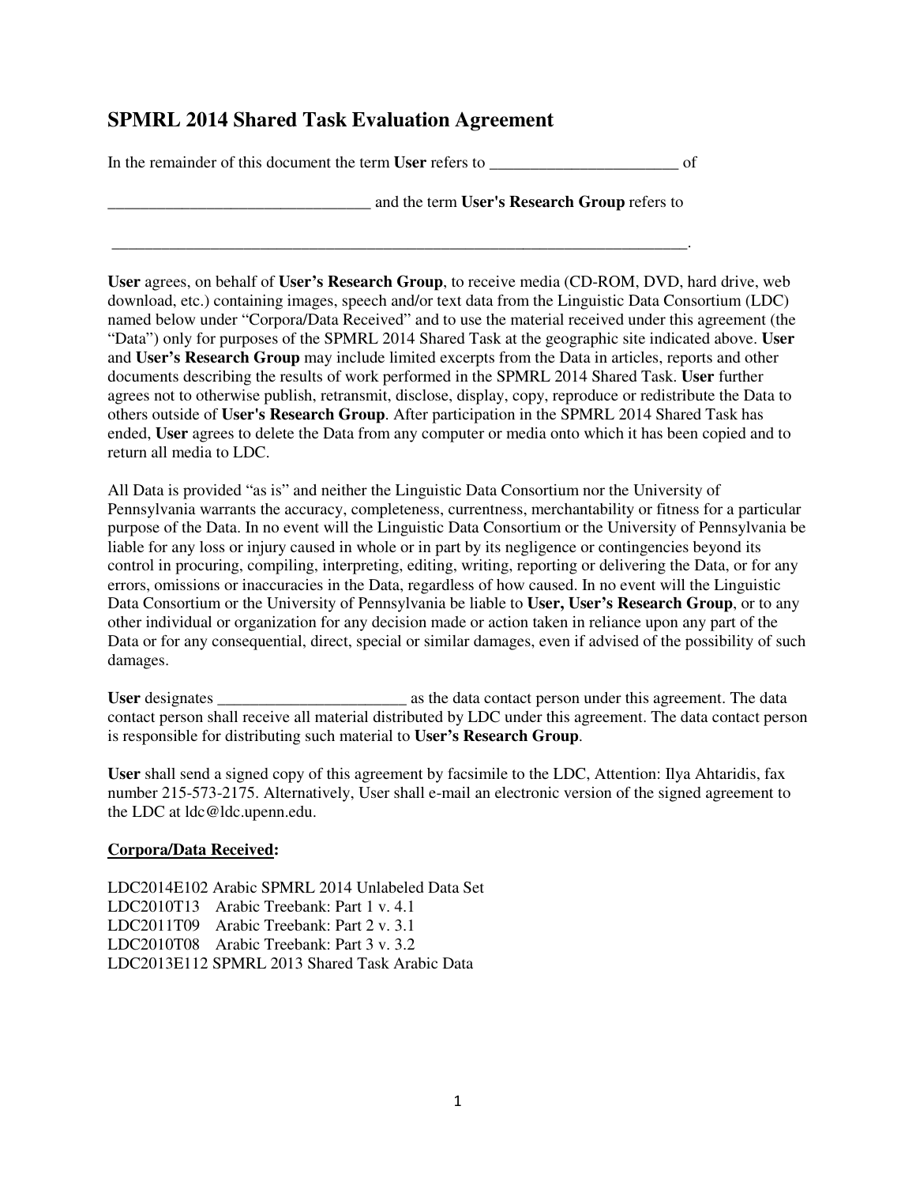# SPMRL 2014 Shared Task Evaluation Agreement

In the remainder of this document the term **User** refers to _______________________ of

________________________________ and the term **User's Research Group** refers to

________________________________________________________________________.

**User** agrees, on behalf of **User's Research Group**, to receive media (CD-ROM, DVD, hard drive, web download, etc.) containing images, speech and/or text data from the Linguistic Data Consortium (LDC) named below under "Corpora/Data Received" and to use the material received under this agreement (the "Data") only for purposes of the SPMRL 2014 Shared Task at the geographic site indicated above. **User** and **User's Research Group** may include limited excerpts from the Data in articles, reports and other documents describing the results of work performed in the SPMRL 2014 Shared Task. **User** further agrees not to otherwise publish, retransmit, disclose, display, copy, reproduce or redistribute the Data to others outside of **User's Research Group**. After participation in the SPMRL 2014 Shared Task has ended, **User** agrees to delete the Data from any computer or media onto which it has been copied and to return all media to LDC.

All Data is provided "as is" and neither the Linguistic Data Consortium nor the University of Pennsylvania warrants the accuracy, completeness, currentness, merchantability or fitness for a particular purpose of the Data. In no event will the Linguistic Data Consortium or the University of Pennsylvania be liable for any loss or injury caused in whole or in part by its negligence or contingencies beyond its control in procuring, compiling, interpreting, editing, writing, reporting or delivering the Data, or for any errors, omissions or inaccuracies in the Data, regardless of how caused. In no event will the Linguistic Data Consortium or the University of Pennsylvania be liable to **User, User's Research Group**, or to any other individual or organization for any decision made or action taken in reliance upon any part of the Data or for any consequential, direct, special or similar damages, even if advised of the possibility of such damages.

**User** designates _______________________ as the data contact person under this agreement. The data contact person shall receive all material distributed by LDC under this agreement. The data contact person is responsible for distributing such material to **User's Research Group**.

**User** shall send a signed copy of this agreement by facsimile to the LDC, Attention: Ilya Ahtaridis, fax number 215-573-2175. Alternatively, User shall e-mail an electronic version of the signed agreement to the LDC at ldc@ldc.upenn.edu.

**Corpora/Data Received:**

LDC2014E102 Arabic SPMRL 2014 Unlabeled Data Set  
LDC2010T13 Arabic Treebank: Part 1 v. 4.1  
LDC2011T09 Arabic Treebank: Part 2 v. 3.1  
LDC2010T08 Arabic Treebank: Part 3 v. 3.2  
LDC2013E112 SPMRL 2013 Shared Task Arabic Data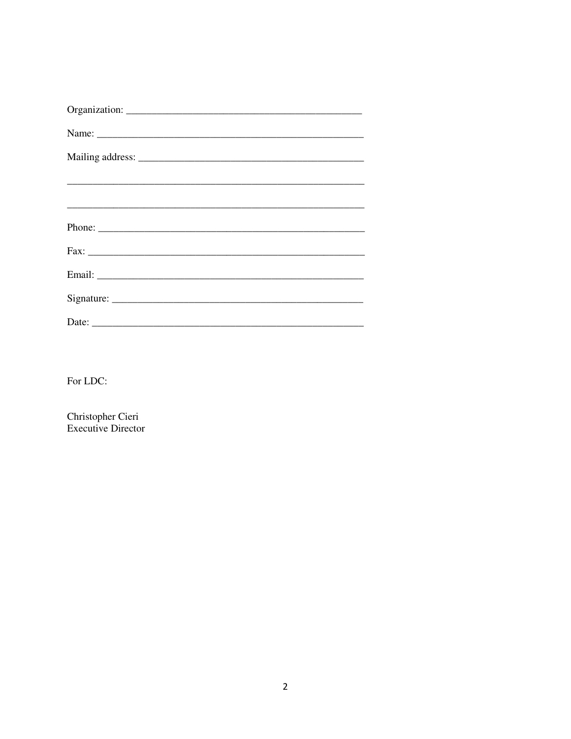Organization: ____________________________________________

Name: ________________________________________________

Mailing address: ________________________________________

________________________________________________________

________________________________________________________

Phone: ________________________________________________

Fax: __________________________________________________

Email: ________________________________________________

Signature: _____________________________________________

Date: _________________________________________________

For LDC:

Christopher Cieri
Executive Director